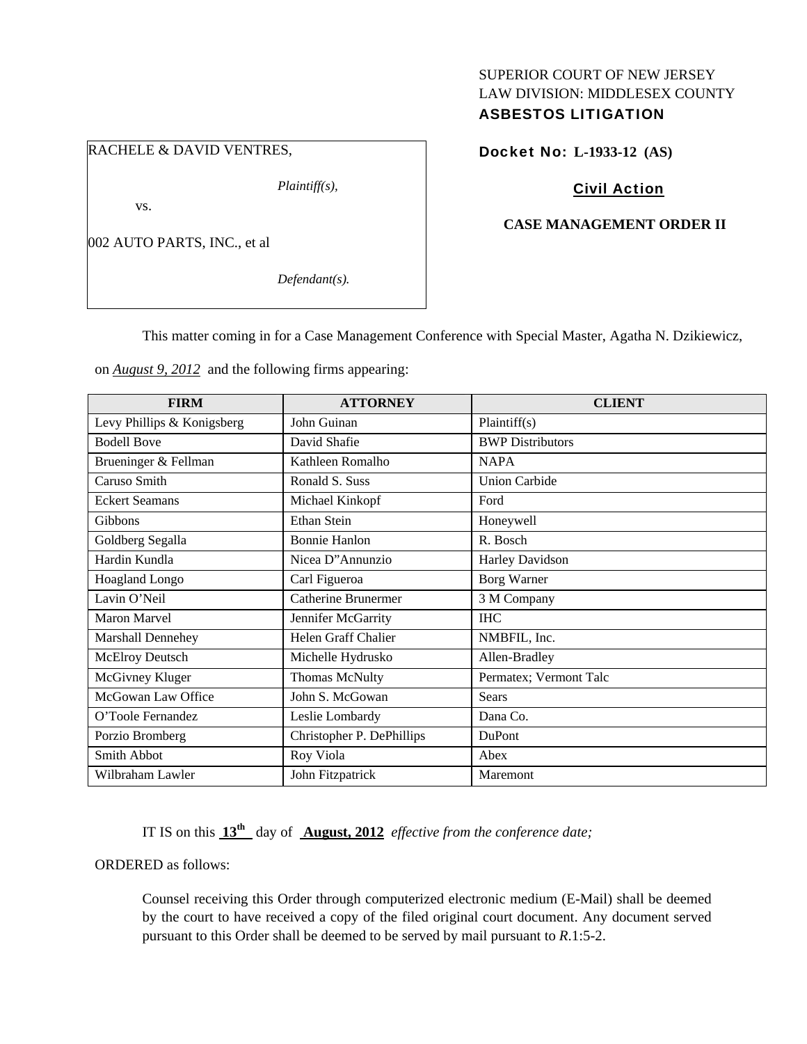SUPERIOR COURT OF NEW JERSEY
LAW DIVISION: MIDDLESEX COUNTY
**ASBESTOS LITIGATION**

RACHELE & DAVID VENTRES,

*Plaintiff(s),*

vs.

002 AUTO PARTS, INC., et al

*Defendant(s).*

**Docket No: L-1933-12 (AS)**

**Civil Action**

**CASE MANAGEMENT ORDER II**

This matter coming in for a Case Management Conference with Special Master, Agatha N. Dzikiewicz, on *August 9, 2012* and the following firms appearing:

| FIRM | ATTORNEY | CLIENT |
|---|---|---|
| Levy Phillips & Konigsberg | John Guinan | Plaintiff(s) |
| Bodell Bove | David Shafie | BWP Distributors |
| Brueninger & Fellman | Kathleen Romalho | NAPA |
| Caruso Smith | Ronald S. Suss | Union Carbide |
| Eckert Seamans | Michael Kinkopf | Ford |
| Gibbons | Ethan Stein | Honeywell |
| Goldberg Segalla | Bonnie Hanlon | R. Bosch |
| Hardin Kundla | Nicea D"Annunzio | Harley Davidson |
| Hoagland Longo | Carl Figueroa | Borg Warner |
| Lavin O'Neil | Catherine Brunermer | 3 M Company |
| Maron Marvel | Jennifer McGarrity | IHC |
| Marshall Dennehey | Helen Graff Chalier | NMBFIL, Inc. |
| McElroy Deutsch | Michelle Hydrusko | Allen-Bradley |
| McGivney Kluger | Thomas McNulty | Permatex; Vermont Talc |
| McGowan Law Office | John S. McGowan | Sears |
| O'Toole Fernandez | Leslie Lombardy | Dana Co. |
| Porzio Bromberg | Christopher P. DePhillips | DuPont |
| Smith Abbot | Roy Viola | Abex |
| Wilbraham Lawler | John Fitzpatrick | Maremont |

IT IS on this **13th** day of **August, 2012** *effective from the conference date;*

ORDERED as follows:

Counsel receiving this Order through computerized electronic medium (E-Mail) shall be deemed by the court to have received a copy of the filed original court document. Any document served pursuant to this Order shall be deemed to be served by mail pursuant to *R*.1:5-2.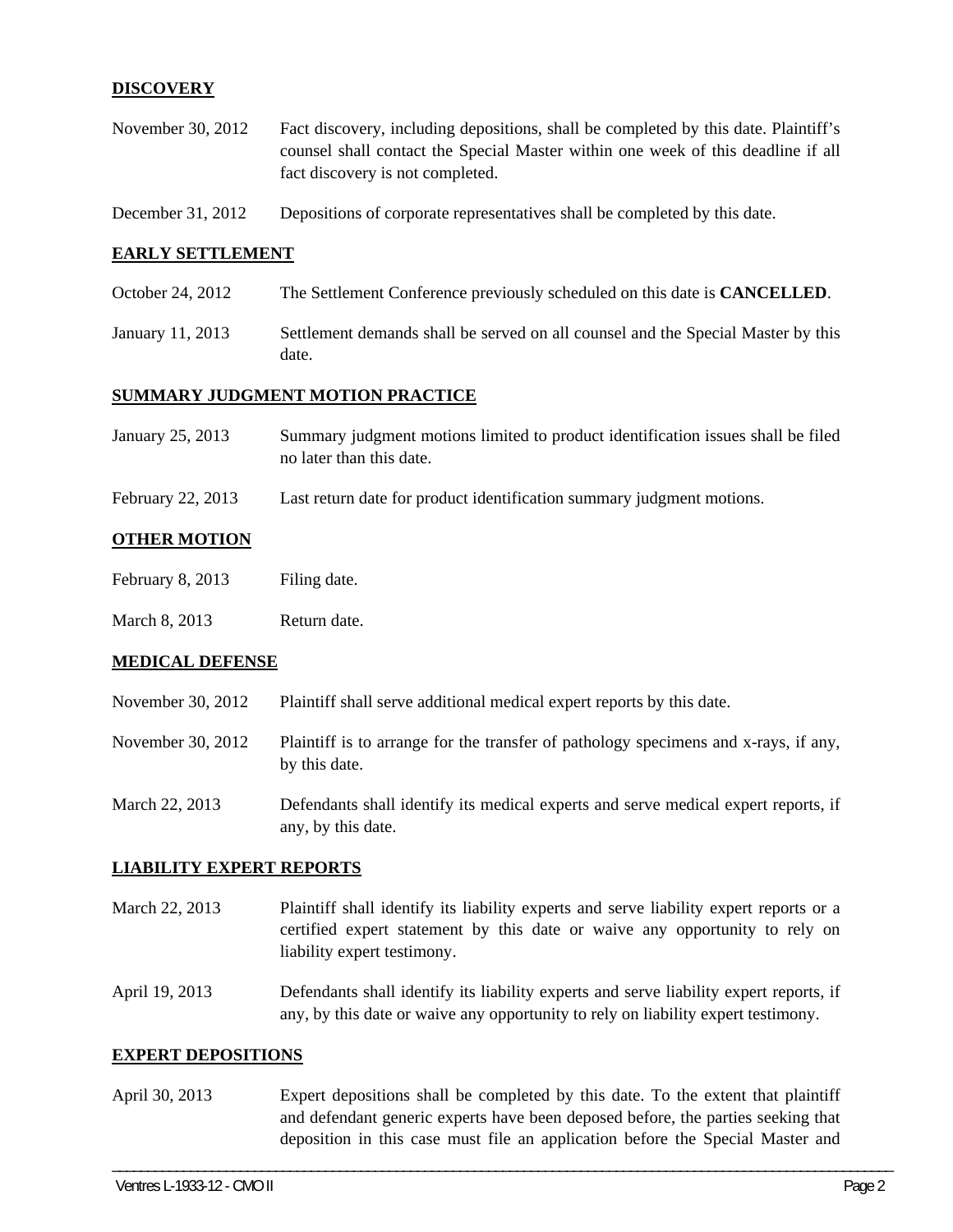**DISCOVERY**

November 30, 2012 Fact discovery, including depositions, shall be completed by this date. Plaintiff's counsel shall contact the Special Master within one week of this deadline if all fact discovery is not completed.

December 31, 2012 Depositions of corporate representatives shall be completed by this date.

**EARLY SETTLEMENT**

October 24, 2012 The Settlement Conference previously scheduled on this date is **CANCELLED**.

January 11, 2013 Settlement demands shall be served on all counsel and the Special Master by this date.

**SUMMARY JUDGMENT MOTION PRACTICE**

January 25, 2013 Summary judgment motions limited to product identification issues shall be filed no later than this date.

February 22, 2013 Last return date for product identification summary judgment motions.

**OTHER MOTION**

February 8, 2013 Filing date.

March 8, 2013 Return date.

**MEDICAL DEFENSE**

November 30, 2012 Plaintiff shall serve additional medical expert reports by this date.

November 30, 2012 Plaintiff is to arrange for the transfer of pathology specimens and x-rays, if any, by this date.

March 22, 2013 Defendants shall identify its medical experts and serve medical expert reports, if any, by this date.

**LIABILITY EXPERT REPORTS**

March 22, 2013 Plaintiff shall identify its liability experts and serve liability expert reports or a certified expert statement by this date or waive any opportunity to rely on liability expert testimony.

April 19, 2013 Defendants shall identify its liability experts and serve liability expert reports, if any, by this date or waive any opportunity to rely on liability expert testimony.

**EXPERT DEPOSITIONS**

April 30, 2013 Expert depositions shall be completed by this date. To the extent that plaintiff and defendant generic experts have been deposed before, the parties seeking that deposition in this case must file an application before the Special Master and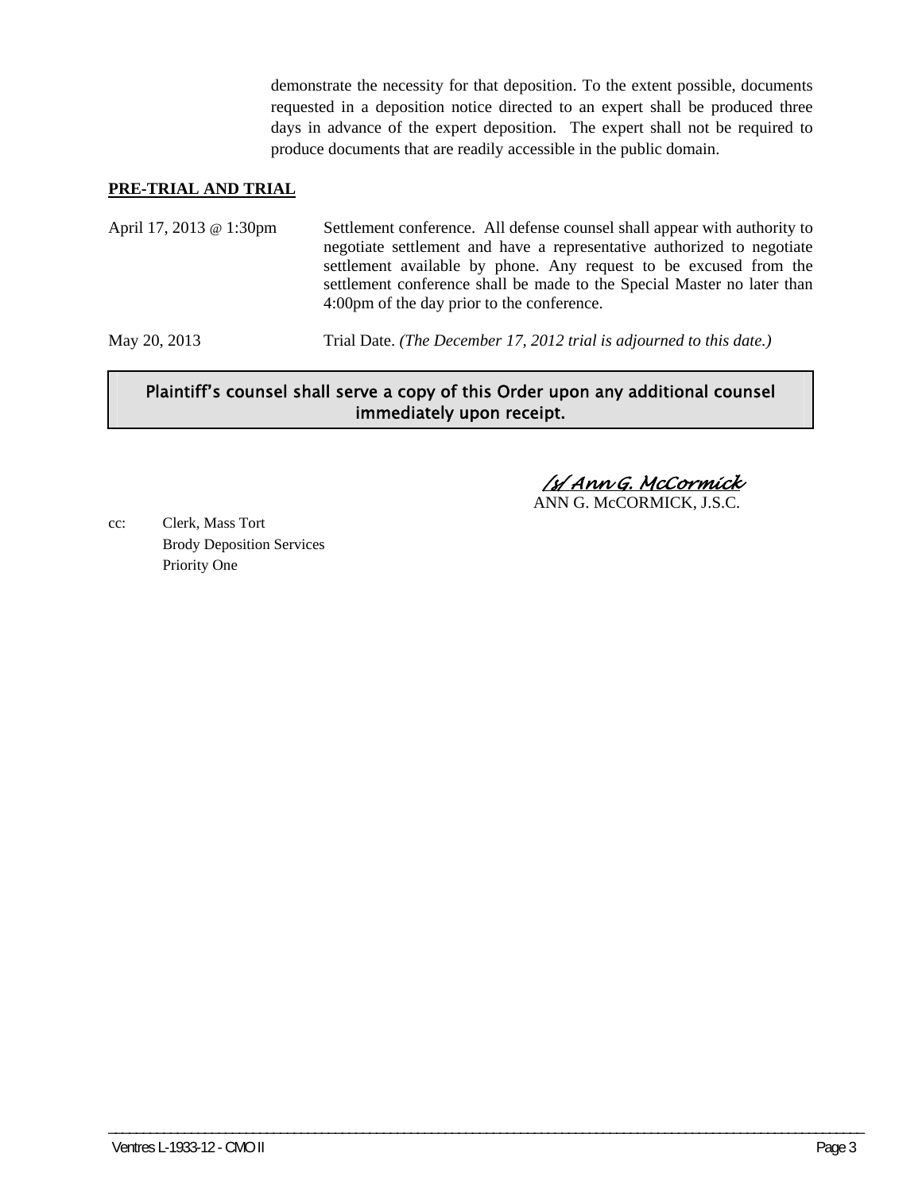demonstrate the necessity for that deposition. To the extent possible, documents requested in a deposition notice directed to an expert shall be produced three days in advance of the expert deposition. The expert shall not be required to produce documents that are readily accessible in the public domain.

**PRE-TRIAL AND TRIAL**

| | |
|---|---|
| April 17, 2013 @ 1:30pm | Settlement conference. All defense counsel shall appear with authority to negotiate settlement and have a representative authorized to negotiate settlement available by phone. Any request to be excused from the settlement conference shall be made to the Special Master no later than 4:00pm of the day prior to the conference. |
| May 20, 2013 | Trial Date. *(The December 17, 2012 trial is adjourned to this date.)* |

**Plaintiff's counsel shall serve a copy of this Order upon any additional counsel immediately upon receipt.**

*/s/ Ann G. McCormick*
ANN G. McCORMICK, J.S.C.

cc: Clerk, Mass Tort
Brody Deposition Services
Priority One